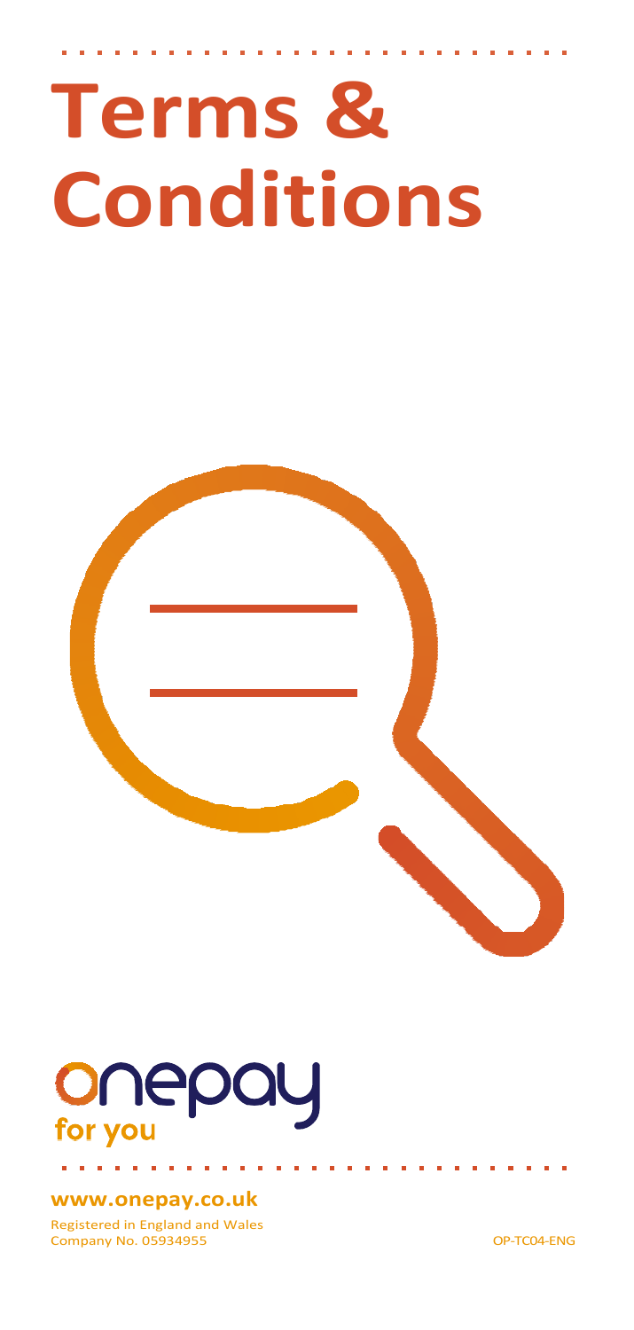# Terms & Conditions

onepay
for you

**www.onepay.co.uk**

Registered in England and Wales
Company No. 05934955

OP-TC04-ENG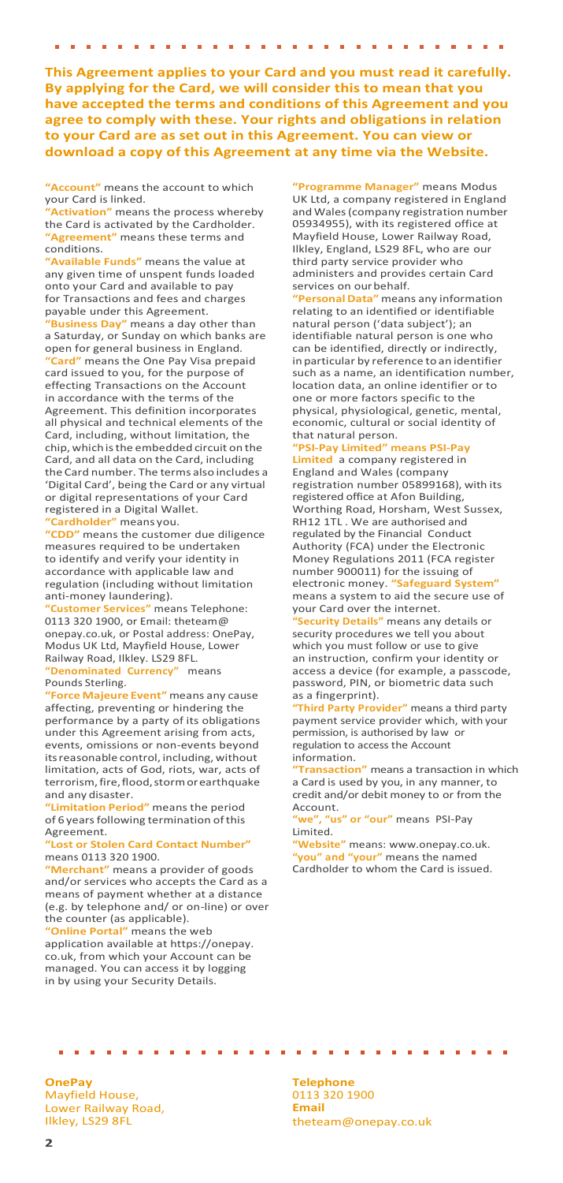**This Agreement applies to your Card and you must read it carefully. By applying for the Card, we will consider this to mean that you have accepted the terms and conditions of this Agreement and you agree to comply with these. Your rights and obligations in relation to your Card are as set out in this Agreement. You can view or download a copy of this Agreement at any time via the Website.**

**"Account"** means the account to which your Card is linked.

**"Activation"** means the process whereby the Card is activated by the Cardholder.

**"Agreement"** means these terms and conditions.

**"Available Funds"** means the value at any given time of unspent funds loaded onto your Card and available to pay for Transactions and fees and charges payable under this Agreement.

**"Business Day"** means a day other than a Saturday, or Sunday on which banks are open for general business in England.

**"Card"** means the One Pay Visa prepaid card issued to you, for the purpose of effecting Transactions on the Account in accordance with the terms of the Agreement. This definition incorporates all physical and technical elements of the Card, including, without limitation, the chip, which is the embedded circuit on the Card, and all data on the Card, including the Card number. The terms also includes a 'Digital Card', being the Card or any virtual or digital representations of your Card registered in a Digital Wallet.

**"Cardholder"** means you.

**"CDD"** means the customer due diligence measures required to be undertaken to identify and verify your identity in accordance with applicable law and regulation (including without limitation anti-money laundering).

**"Customer Services"** means Telephone: 0113 320 1900, or Email: theteam@onepay.co.uk, or Postal address: OnePay, Modus UK Ltd, Mayfield House, Lower Railway Road, Ilkley. LS29 8FL.

**"Denominated Currency"** means Pounds Sterling.

**"Force Majeure Event"** means any cause affecting, preventing or hindering the performance by a party of its obligations under this Agreement arising from acts, events, omissions or non-events beyond its reasonable control, including, without limitation, acts of God, riots, war, acts of terrorism, fire, flood, storm or earthquake and any disaster.

**"Limitation Period"** means the period of 6 years following termination of this Agreement.

**"Lost or Stolen Card Contact Number"** means 0113 320 1900.

**"Merchant"** means a provider of goods and/or services who accepts the Card as a means of payment whether at a distance (e.g. by telephone and/ or on-line) or over the counter (as applicable).

**"Online Portal"** means the web application available at https://onepay.co.uk, from which your Account can be managed. You can access it by logging in by using your Security Details.

**"Programme Manager"** means Modus UK Ltd, a company registered in England and Wales (company registration number 05934955), with its registered office at Mayfield House, Lower Railway Road, Ilkley, England, LS29 8FL, who are our third party service provider who administers and provides certain Card services on our behalf.

**"Personal Data"** means any information relating to an identified or identifiable natural person ('data subject'); an identifiable natural person is one who can be identified, directly or indirectly, in particular by reference to an identifier such as a name, an identification number, location data, an online identifier or to one or more factors specific to the physical, physiological, genetic, mental, economic, cultural or social identity of that natural person.

**"PSI-Pay Limited" means PSI-Pay Limited** a company registered in England and Wales (company registration number 05899168), with its registered office at Afon Building, Worthing Road, Horsham, West Sussex, RH12 1TL . We are authorised and regulated by the Financial Conduct Authority (FCA) under the Electronic Money Regulations 2011 (FCA register number 900011) for the issuing of electronic money.

**"Safeguard System"** means a system to aid the secure use of your Card over the internet.

**"Security Details"** means any details or security procedures we tell you about which you must follow or use to give an instruction, confirm your identity or access a device (for example, a passcode, password, PIN, or biometric data such as a fingerprint).

**"Third Party Provider"** means a third party payment service provider which, with your permission, is authorised by law or regulation to access the Account information.

**"Transaction"** means a transaction in which a Card is used by you, in any manner, to credit and/or debit money to or from the Account.

**"we", "us" or "our"** means PSI-Pay Limited.

**"Website"** means: www.onepay.co.uk.

**"you" and "your"** means the named Cardholder to whom the Card is issued.

**OnePay**
Mayfield House,
Lower Railway Road,
Ilkley, LS29 8FL

**Telephone**
0113 320 1900
**Email**
theteam@onepay.co.uk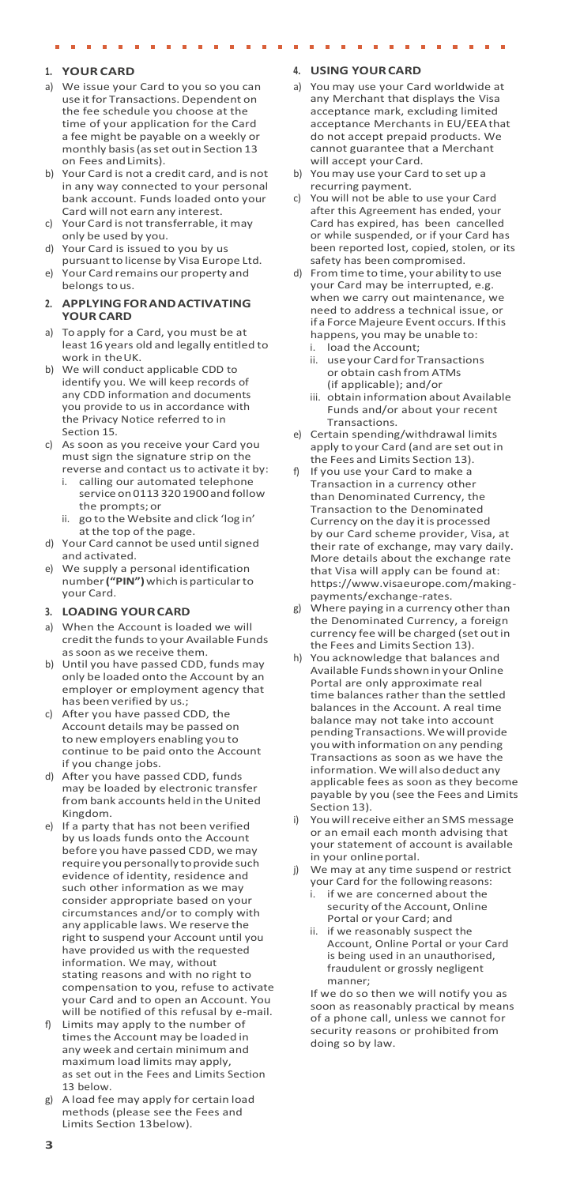## 1. YOUR CARD

a) We issue your Card to you so you can use it for Transactions. Dependent on the fee schedule you choose at the time of your application for the Card a fee might be payable on a weekly or monthly basis (as set out in Section 13 on Fees and Limits).

b) Your Card is not a credit card, and is not in any way connected to your personal bank account. Funds loaded onto your Card will not earn any interest.

c) Your Card is not transferrable, it may only be used by you.

d) Your Card is issued to you by us pursuant to license by Visa Europe Ltd.

e) Your Card remains our property and belongs to us.

## 2. APPLYING FOR AND ACTIVATING YOUR CARD

a) To apply for a Card, you must be at least 16 years old and legally entitled to work in the UK.

b) We will conduct applicable CDD to identify you. We will keep records of any CDD information and documents you provide to us in accordance with the Privacy Notice referred to in Section 15.

c) As soon as you receive your Card you must sign the signature strip on the reverse and contact us to activate it by:
   i. calling our automated telephone service on 0113 320 1900 and follow the prompts; or
   ii. go to the Website and click 'log in' at the top of the page.

d) Your Card cannot be used until signed and activated.

e) We supply a personal identification number **("PIN")** which is particular to your Card.

## 3. LOADING YOUR CARD

a) When the Account is loaded we will credit the funds to your Available Funds as soon as we receive them.

b) Until you have passed CDD, funds may only be loaded onto the Account by an employer or employment agency that has been verified by us.;

c) After you have passed CDD, the Account details may be passed on to new employers enabling you to continue to be paid onto the Account if you change jobs.

d) After you have passed CDD, funds may be loaded by electronic transfer from bank accounts held in the United Kingdom.

e) If a party that has not been verified by us loads funds onto the Account before you have passed CDD, we may require you personally to provide such evidence of identity, residence and such other information as we may consider appropriate based on your circumstances and/or to comply with any applicable laws. We reserve the right to suspend your Account until you have provided us with the requested information. We may, without stating reasons and with no right to compensation to you, refuse to activate your Card and to open an Account. You will be notified of this refusal by e-mail.

f) Limits may apply to the number of times the Account may be loaded in any week and certain minimum and maximum load limits may apply, as set out in the Fees and Limits Section 13 below.

g) A load fee may apply for certain load methods (please see the Fees and Limits Section 13 below).

## 4. USING YOUR CARD

a) You may use your Card worldwide at any Merchant that displays the Visa acceptance mark, excluding limited acceptance Merchants in EU/EEA that do not accept prepaid products. We cannot guarantee that a Merchant will accept your Card.

b) You may use your Card to set up a recurring payment.

c) You will not be able to use your Card after this Agreement has ended, your Card has expired, has been cancelled or while suspended, or if your Card has been reported lost, copied, stolen, or its safety has been compromised.

d) From time to time, your ability to use your Card may be interrupted, e.g. when we carry out maintenance, we need to address a technical issue, or if a Force Majeure Event occurs. If this happens, you may be unable to:
   i. load the Account;
   ii. use your Card for Transactions or obtain cash from ATMs (if applicable); and/or
   iii. obtain information about Available Funds and/or about your recent Transactions.

e) Certain spending/withdrawal limits apply to your Card (and are set out in the Fees and Limits Section 13).

f) If you use your Card to make a Transaction in a currency other than Denominated Currency, the Transaction to the Denominated Currency on the day it is processed by our Card scheme provider, Visa, at their rate of exchange, may vary daily. More details about the exchange rate that Visa will apply can be found at: https://www.visaeurope.com/making-payments/exchange-rates.

g) Where paying in a currency other than the Denominated Currency, a foreign currency fee will be charged (set out in the Fees and Limits Section 13).

h) You acknowledge that balances and Available Funds shown in your Online Portal are only approximate real time balances rather than the settled balances in the Account. A real time balance may not take into account pending Transactions. We will provide you with information on any pending Transactions as soon as we have the information. We will also deduct any applicable fees as soon as they become payable by you (see the Fees and Limits Section 13).

i) You will receive either an SMS message or an email each month advising that your statement of account is available in your online portal.

j) We may at any time suspend or restrict your Card for the following reasons:
   i. if we are concerned about the security of the Account, Online Portal or your Card; and
   ii. if we reasonably suspect the Account, Online Portal or your Card is being used in an unauthorised, fraudulent or grossly negligent manner;

   If we do so then we will notify you as soon as reasonably practical by means of a phone call, unless we cannot for security reasons or prohibited from doing so by law.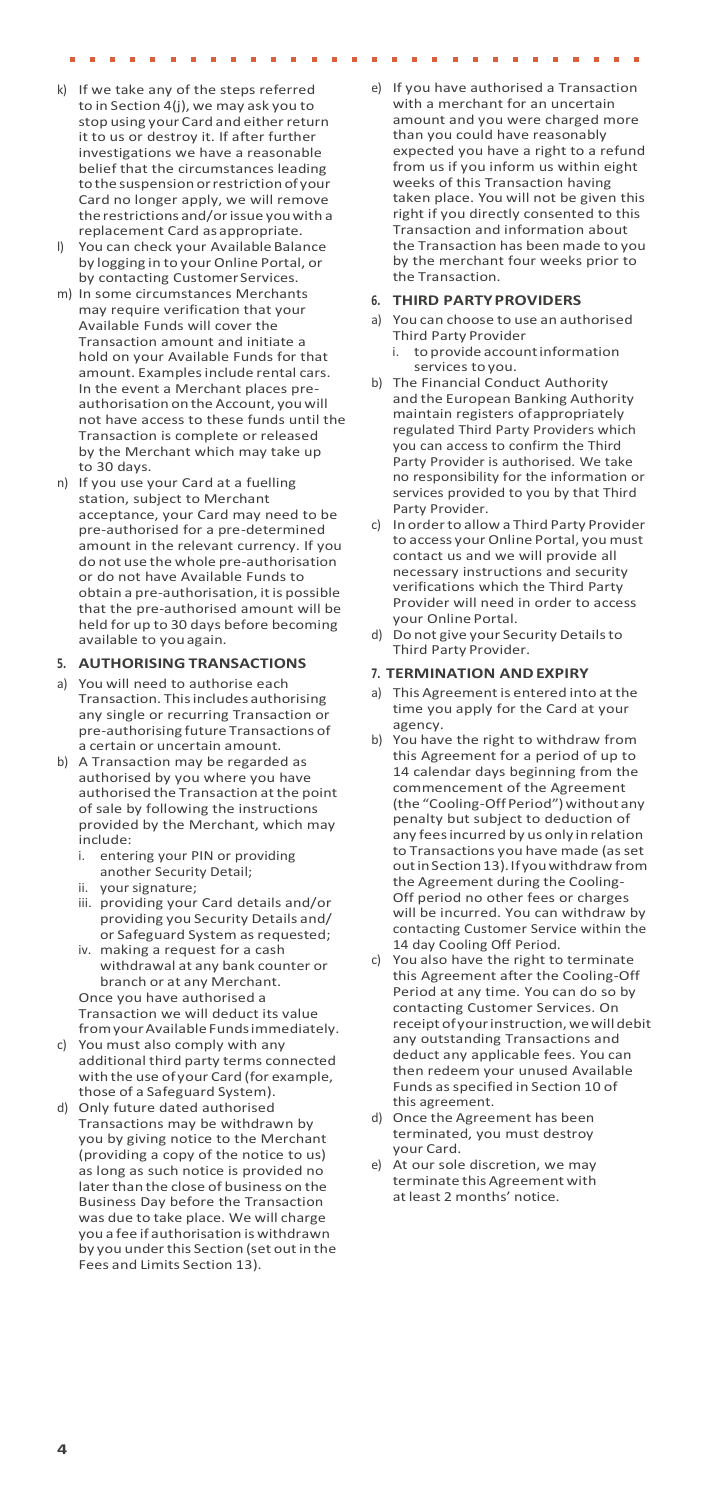k) If we take any of the steps referred to in Section 4(j), we may ask you to stop using your Card and either return it to us or destroy it. If after further investigations we have a reasonable belief that the circumstances leading to the suspension or restriction of your Card no longer apply, we will remove the restrictions and/or issue you with a replacement Card as appropriate.
l) You can check your Available Balance by logging in to your Online Portal, or by contacting Customer Services.
m) In some circumstances Merchants may require verification that your Available Funds will cover the Transaction amount and initiate a hold on your Available Funds for that amount. Examples include rental cars. In the event a Merchant places pre-authorisation on the Account, you will not have access to these funds until the Transaction is complete or released by the Merchant which may take up to 30 days.
n) If you use your Card at a fuelling station, subject to Merchant acceptance, your Card may need to be pre-authorised for a pre-determined amount in the relevant currency. If you do not use the whole pre-authorisation or do not have Available Funds to obtain a pre-authorisation, it is possible that the pre-authorised amount will be held for up to 30 days before becoming available to you again.

## 5. AUTHORISING TRANSACTIONS

a) You will need to authorise each Transaction. This includes authorising any single or recurring Transaction or pre-authorising future Transactions of a certain or uncertain amount.
b) A Transaction may be regarded as authorised by you where you have authorised the Transaction at the point of sale by following the instructions provided by the Merchant, which may include:
   i. entering your PIN or providing another Security Detail;
   ii. your signature;
   iii. providing your Card details and/or providing you Security Details and/or Safeguard System as requested;
   iv. making a request for a cash withdrawal at any bank counter or branch or at any Merchant.

   Once you have authorised a Transaction we will deduct its value from your Available Funds immediately.
c) You must also comply with any additional third party terms connected with the use of your Card (for example, those of a Safeguard System).
d) Only future dated authorised Transactions may be withdrawn by you by giving notice to the Merchant (providing a copy of the notice to us) as long as such notice is provided no later than the close of business on the Business Day before the Transaction was due to take place. We will charge you a fee if authorisation is withdrawn by you under this Section (set out in the Fees and Limits Section 13).
e) If you have authorised a Transaction with a merchant for an uncertain amount and you were charged more than you could have reasonably expected you have a right to a refund from us if you inform us within eight weeks of this Transaction having taken place. You will not be given this right if you directly consented to this Transaction and information about the Transaction has been made to you by the merchant four weeks prior to the Transaction.

## 6. THIRD PARTY PROVIDERS

a) You can choose to use an authorised Third Party Provider
   i. to provide account information services to you.
b) The Financial Conduct Authority and the European Banking Authority maintain registers of appropriately regulated Third Party Providers which you can access to confirm the Third Party Provider is authorised. We take no responsibility for the information or services provided to you by that Third Party Provider.
c) In order to allow a Third Party Provider to access your Online Portal, you must contact us and we will provide all necessary instructions and security verifications which the Third Party Provider will need in order to access your Online Portal.
d) Do not give your Security Details to Third Party Provider.

## 7. TERMINATION AND EXPIRY

a) This Agreement is entered into at the time you apply for the Card at your agency.
b) You have the right to withdraw from this Agreement for a period of up to 14 calendar days beginning from the commencement of the Agreement (the "Cooling-Off Period") without any penalty but subject to deduction of any fees incurred by us only in relation to Transactions you have made (as set out in Section 13). If you withdraw from the Agreement during the Cooling-Off period no other fees or charges will be incurred. You can withdraw by contacting Customer Service within the 14 day Cooling Off Period.
c) You also have the right to terminate this Agreement after the Cooling-Off Period at any time. You can do so by contacting Customer Services. On receipt of your instruction, we will debit any outstanding Transactions and deduct any applicable fees. You can then redeem your unused Available Funds as specified in Section 10 of this agreement.
d) Once the Agreement has been terminated, you must destroy your Card.
e) At our sole discretion, we may terminate this Agreement with at least 2 months' notice.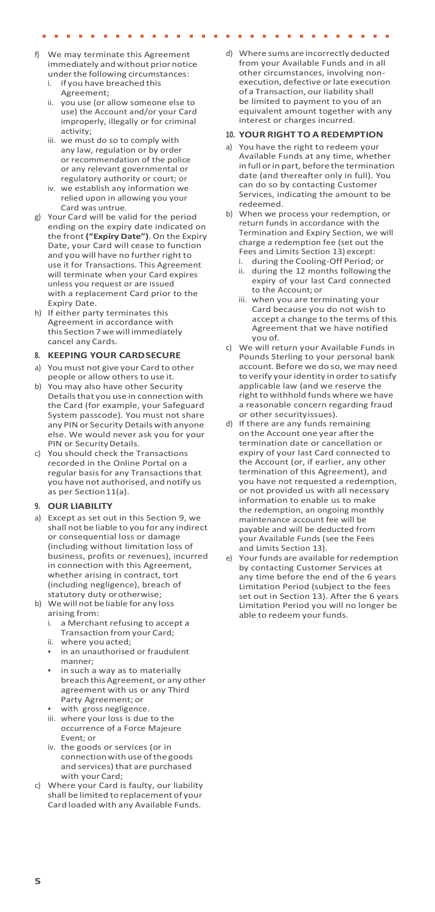f) We may terminate this Agreement immediately and without prior notice under the following circumstances:
   i. if you have breached this Agreement;
   ii. you use (or allow someone else to use) the Account and/or your Card improperly, illegally or for criminal activity;
   iii. we must do so to comply with any law, regulation or by order or recommendation of the police or any relevant governmental or regulatory authority or court; or
   iv. we establish any information we relied upon in allowing you your Card was untrue.
g) Your Card will be valid for the period ending on the expiry date indicated on the front **("Expiry Date")**. On the Expiry Date, your Card will cease to function and you will have no further right to use it for Transactions. This Agreement will terminate when your Card expires unless you request or are issued with a replacement Card prior to the Expiry Date.
h) If either party terminates this Agreement in accordance with this Section 7 we will immediately cancel any Cards.

## 8. KEEPING YOUR CARD SECURE

a) You must not give your Card to other people or allow others to use it.
b) You may also have other Security Details that you use in connection with the Card (for example, your Safeguard System passcode). You must not share any PIN or Security Details with anyone else. We would never ask you for your PIN or Security Details.
c) You should check the Transactions recorded in the Online Portal on a regular basis for any Transactions that you have not authorised, and notify us as per Section 11(a).

## 9. OUR LIABILITY

a) Except as set out in this Section 9, we shall not be liable to you for any indirect or consequential loss or damage (including without limitation loss of business, profits or revenues), incurred in connection with this Agreement, whether arising in contract, tort (including negligence), breach of statutory duty or otherwise;
b) We will not be liable for any loss arising from:
   i. a Merchant refusing to accept a Transaction from your Card;
   ii. where you acted;
      - in an unauthorised or fraudulent manner;
      - in such a way as to materially breach this Agreement, or any other agreement with us or any Third Party Agreement; or
      - with gross negligence.
   iii. where your loss is due to the occurrence of a Force Majeure Event; or
   iv. the goods or services (or in connection with use of the goods and services) that are purchased with your Card;
c) Where your Card is faulty, our liability shall be limited to replacement of your Card loaded with any Available Funds.
d) Where sums are incorrectly deducted from your Available Funds and in all other circumstances, involving non-execution, defective or late execution of a Transaction, our liability shall be limited to payment to you of an equivalent amount together with any interest or charges incurred.

## 10. YOUR RIGHT TO A REDEMPTION

a) You have the right to redeem your Available Funds at any time, whether in full or in part, before the termination date (and thereafter only in full). You can do so by contacting Customer Services, indicating the amount to be redeemed.
b) When we process your redemption, or return funds in accordance with the Termination and Expiry Section, we will charge a redemption fee (set out the Fees and Limits Section 13) except:
   i. during the Cooling-Off Period; or
   ii. during the 12 months following the expiry of your last Card connected to the Account; or
   iii. when you are terminating your Card because you do not wish to accept a change to the terms of this Agreement that we have notified you of.
c) We will return your Available Funds in Pounds Sterling to your personal bank account. Before we do so, we may need to verify your identity in order to satisfy applicable law (and we reserve the right to withhold funds where we have a reasonable concern regarding fraud or other security issues).
d) If there are any funds remaining on the Account one year after the termination date or cancellation or expiry of your last Card connected to the Account (or, if earlier, any other termination of this Agreement), and you have not requested a redemption, or not provided us with all necessary information to enable us to make the redemption, an ongoing monthly maintenance account fee will be payable and will be deducted from your Available Funds (see the Fees and Limits Section 13).
e) Your funds are available for redemption by contacting Customer Services at any time before the end of the 6 years Limitation Period (subject to the fees set out in Section 13). After the 6 years Limitation Period you will no longer be able to redeem your funds.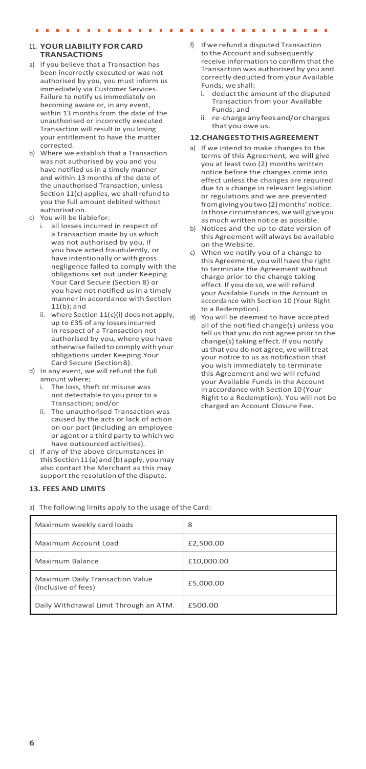## 11. YOUR LIABILITY FOR CARD TRANSACTIONS

a) If you believe that a Transaction has been incorrectly executed or was not authorised by you, you must inform us immediately via Customer Services. Failure to notify us immediately on becoming aware or, in any event, within 13 months from the date of the unauthorised or incorrectly executed Transaction will result in you losing your entitlement to have the matter corrected.

b) Where we establish that a Transaction was not authorised by you and you have notified us in a timely manner and within 13 months of the date of the unauthorised Transaction, unless Section 11(c) applies, we shall refund to you the full amount debited without authorisation.

c) You will be liable for:
   i. all losses incurred in respect of a Transaction made by us which was not authorised by you, if you have acted fraudulently, or have intentionally or with gross negligence failed to comply with the obligations set out under Keeping Your Card Secure (Section 8) or you have not notified us in a timely manner in accordance with Section 11(b); and
   ii. where Section 11(c)(i) does not apply, up to £35 of any losses incurred in respect of a Transaction not authorised by you, where you have otherwise failed to comply with your obligations under Keeping Your Card Secure (Section 8).

d) In any event, we will refund the full amount where;
   i. The loss, theft or misuse was not detectable to you prior to a Transaction; and/or
   ii. The unauthorised Transaction was caused by the acts or lack of action on our part (including an employee or agent or a third party to which we have outsourced activities).

e) If any of the above circumstances in this Section 11 (a) and (b) apply, you may also contact the Merchant as this may support the resolution of the dispute.

f) If we refund a disputed Transaction to the Account and subsequently receive information to confirm that the Transaction was authorised by you and correctly deducted from your Available Funds, we shall:
   i. deduct the amount of the disputed Transaction from your Available Funds; and
   ii. re-charge any fees and/or charges that you owe us.

## 12. CHANGES TO THIS AGREEMENT

a) If we intend to make changes to the terms of this Agreement, we will give you at least two (2) months written notice before the changes come into effect unless the changes are required due to a change in relevant legislation or regulations and we are prevented from giving you two (2) months' notice. In those circumstances, we will give you as much written notice as possible.

b) Notices and the up-to-date version of this Agreement will always be available on the Website.

c) When we notify you of a change to this Agreement, you will have the right to terminate the Agreement without charge prior to the change taking effect. If you do so, we will refund your Available Funds in the Account in accordance with Section 10 (Your Right to a Redemption).

d) You will be deemed to have accepted all of the notified change(s) unless you tell us that you do not agree prior to the change(s) taking effect. If you notify us that you do not agree, we will treat your notice to us as notification that you wish immediately to terminate this Agreement and we will refund your Available Funds in the Account in accordance with Section 10 (Your Right to a Redemption). You will not be charged an Account Closure Fee.

## 13. FEES AND LIMITS

a) The following limits apply to the usage of the Card:

| | |
|---|---|
| Maximum weekly card loads | 8 |
| Maximum Account Load | £2,500.00 |
| Maximum Balance | £10,000.00 |
| Maximum Daily Transaction Value (Inclusive of fees) | £5,000.00 |
| Daily Withdrawal Limit Through an ATM. | £500.00 |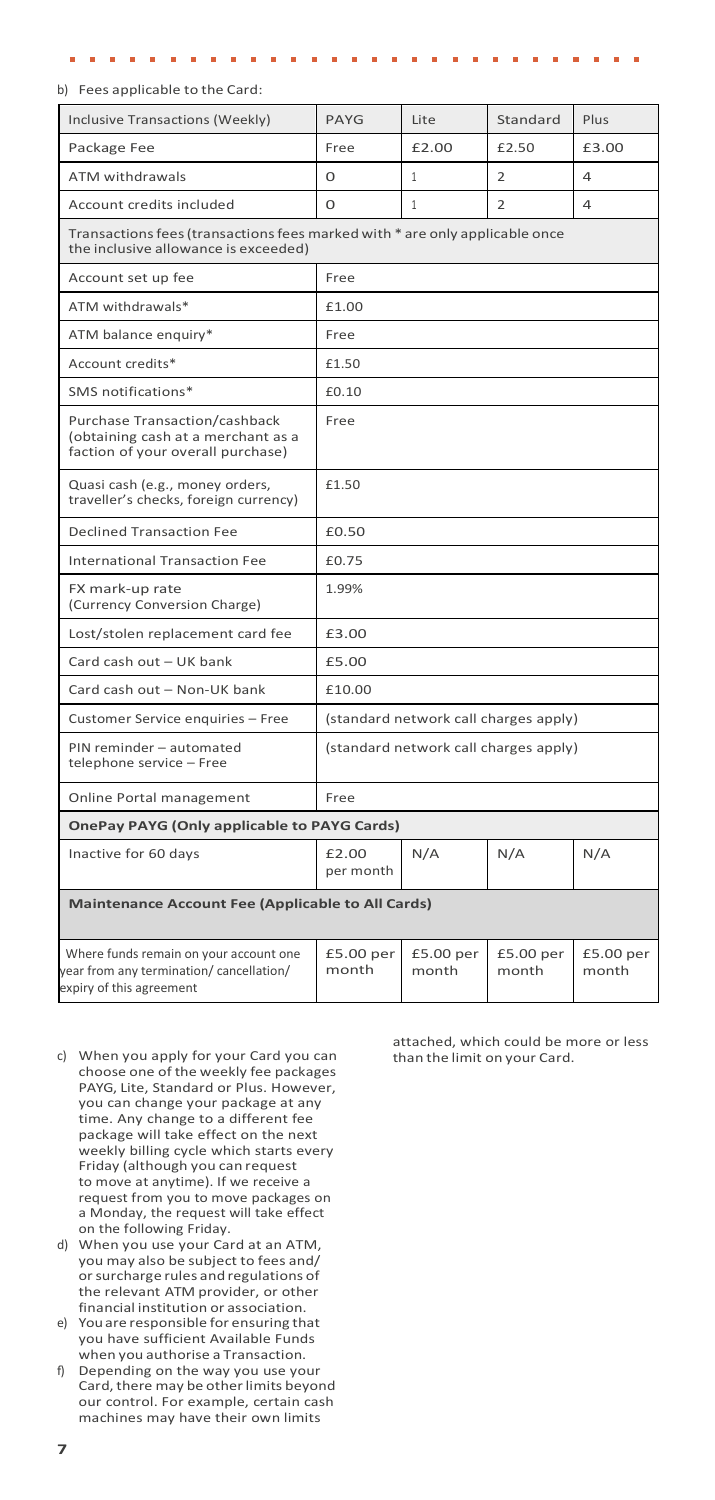b) Fees applicable to the Card:

| Inclusive Transactions (Weekly) | PAYG | Lite | Standard | Plus |
|---|---|---|---|---|
| Package Fee | Free | £2.00 | £2.50 | £3.00 |
| ATM withdrawals | 0 | 1 | 2 | 4 |
| Account credits included | 0 | 1 | 2 | 4 |
| Transactions fees (transactions fees marked with * are only applicable once the inclusive allowance is exceeded) | | | | |
| Account set up fee | Free | | | |
| ATM withdrawals* | £1.00 | | | |
| ATM balance enquiry* | Free | | | |
| Account credits* | £1.50 | | | |
| SMS notifications* | £0.10 | | | |
| Purchase Transaction/cashback (obtaining cash at a merchant as a faction of your overall purchase) | Free | | | |
| Quasi cash (e.g., money orders, traveller's checks, foreign currency) | £1.50 | | | |
| Declined Transaction Fee | £0.50 | | | |
| International Transaction Fee | £0.75 | | | |
| FX mark-up rate (Currency Conversion Charge) | 1.99% | | | |
| Lost/stolen replacement card fee | £3.00 | | | |
| Card cash out – UK bank | £5.00 | | | |
| Card cash out – Non-UK bank | £10.00 | | | |
| Customer Service enquiries – Free | (standard network call charges apply) | | | |
| PIN reminder – automated telephone service – Free | (standard network call charges apply) | | | |
| Online Portal management | Free | | | |
| **OnePay PAYG (Only applicable to PAYG Cards)** | | | | |
| Inactive for 60 days | £2.00 per month | N/A | N/A | N/A |
| **Maintenance Account Fee (Applicable to All Cards)** | | | | |
| Where funds remain on your account one year from any termination/ cancellation/ expiry of this agreement | £5.00 per month | £5.00 per month | £5.00 per month | £5.00 per month |

c) When you apply for your Card you can choose one of the weekly fee packages PAYG, Lite, Standard or Plus. However, you can change your package at any time. Any change to a different fee package will take effect on the next weekly billing cycle which starts every Friday (although you can request to move at anytime). If we receive a request from you to move packages on a Monday, the request will take effect on the following Friday.

d) When you use your Card at an ATM, you may also be subject to fees and/ or surcharge rules and regulations of the relevant ATM provider, or other financial institution or association.

e) You are responsible for ensuring that you have sufficient Available Funds when you authorise a Transaction.

f) Depending on the way you use your Card, there may be other limits beyond our control. For example, certain cash machines may have their own limits attached, which could be more or less than the limit on your Card.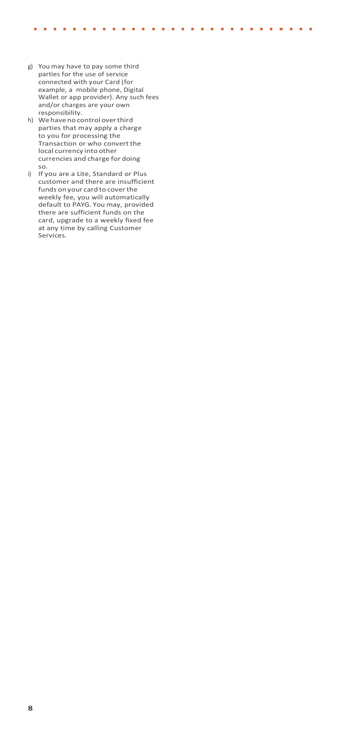g) You may have to pay some third parties for the use of service connected with your Card (for example, a mobile phone, Digital Wallet or app provider). Any such fees and/or charges are your own responsibility.
h) We have no control over third parties that may apply a charge to you for processing the Transaction or who convert the local currency into other currencies and charge for doing so.
i) If you are a Lite, Standard or Plus customer and there are insufficient funds on your card to cover the weekly fee, you will automatically default to PAYG. You may, provided there are sufficient funds on the card, upgrade to a weekly fixed fee at any time by calling Customer Services.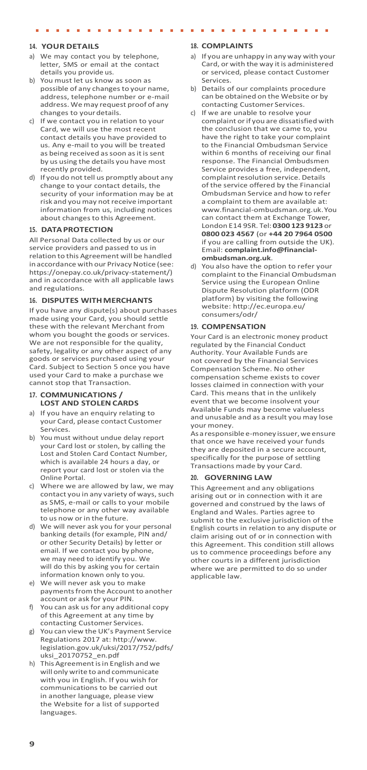## 14. YOUR DETAILS

a) We may contact you by telephone, letter, SMS or email at the contact details you provide us.

b) You must let us know as soon as possible of any changes to your name, address, telephone number or e-mail address. We may request proof of any changes to your details.

c) If we contact you in relation to your Card, we will use the most recent contact details you have provided to us. Any e-mail to you will be treated as being received as soon as it is sent by us using the details you have most recently provided.

d) If you do not tell us promptly about any change to your contact details, the security of your information may be at risk and you may not receive important information from us, including notices about changes to this Agreement.

## 15. DATA PROTECTION

All Personal Data collected by us or our service providers and passed to us in relation to this Agreement will be handled in accordance with our Privacy Notice (see: https://onepay.co.uk/privacy-statement/) and in accordance with all applicable laws and regulations.

## 16. DISPUTES WITH MERCHANTS

If you have any dispute(s) about purchases made using your Card, you should settle these with the relevant Merchant from whom you bought the goods or services. We are not responsible for the quality, safety, legality or any other aspect of any goods or services purchased using your Card. Subject to Section 5 once you have used your Card to make a purchase we cannot stop that Transaction.

## 17. COMMUNICATIONS / LOST AND STOLEN CARDS

a) If you have an enquiry relating to your Card, please contact Customer Services.

b) You must without undue delay report your Card lost or stolen, by calling the Lost and Stolen Card Contact Number, which is available 24 hours a day, or report your card lost or stolen via the Online Portal.

c) Where we are allowed by law, we may contact you in any variety of ways, such as SMS, e-mail or calls to your mobile telephone or any other way available to us now or in the future.

d) We will never ask you for your personal banking details (for example, PIN and/ or other Security Details) by letter or email. If we contact you by phone, we may need to identify you. We will do this by asking you for certain information known only to you.

e) We will never ask you to make payments from the Account to another account or ask for your PIN.

f) You can ask us for any additional copy of this Agreement at any time by contacting Customer Services.

g) You can view the UK's Payment Service Regulations 2017 at: http://www.legislation.gov.uk/uksi/2017/752/pdfs/uksi_20170752_en.pdf

h) This Agreement is in English and we will only write to and communicate with you in English. If you wish for communications to be carried out in another language, please view the Website for a list of supported languages.

## 18. COMPLAINTS

a) If you are unhappy in any way with your Card, or with the way it is administered or serviced, please contact Customer Services.

b) Details of our complaints procedure can be obtained on the Website or by contacting Customer Services.

c) If we are unable to resolve your complaint or if you are dissatisfied with the conclusion that we came to, you have the right to take your complaint to the Financial Ombudsman Service within 6 months of receiving our final response. The Financial Ombudsmen Service provides a free, independent, complaint resolution service. Details of the service offered by the Financial Ombudsman Service and how to refer a complaint to them are available at: www.financial-ombudsman.org.uk. You can contact them at Exchange Tower, London E14 9SR. Tel: **0300 123 9123** or **0800 023 4567** (or **+44 20 7964 0500** if you are calling from outside the UK). Email: **complaint.info@financial-ombudsman.org.uk**.

d) You also have the option to refer your complaint to the Financial Ombudsman Service using the European Online Dispute Resolution platform (ODR platform) by visiting the following website: http://ec.europa.eu/consumers/odr/

## 19. COMPENSATION

Your Card is an electronic money product regulated by the Financial Conduct Authority. Your Available Funds are not covered by the Financial Services Compensation Scheme. No other compensation scheme exists to cover losses claimed in connection with your Card. This means that in the unlikely event that we become insolvent your Available Funds may become valueless and unusable and as a result you may lose your money.

As a responsible e-money issuer, we ensure that once we have received your funds they are deposited in a secure account, specifically for the purpose of settling Transactions made by your Card.

## 20. GOVERNING LAW

This Agreement and any obligations arising out or in connection with it are governed and construed by the laws of England and Wales. Parties agree to submit to the exclusive jurisdiction of the English courts in relation to any dispute or claim arising out of or in connection with this Agreement. This condition still allows us to commence proceedings before any other courts in a different jurisdiction where we are permitted to do so under applicable law.